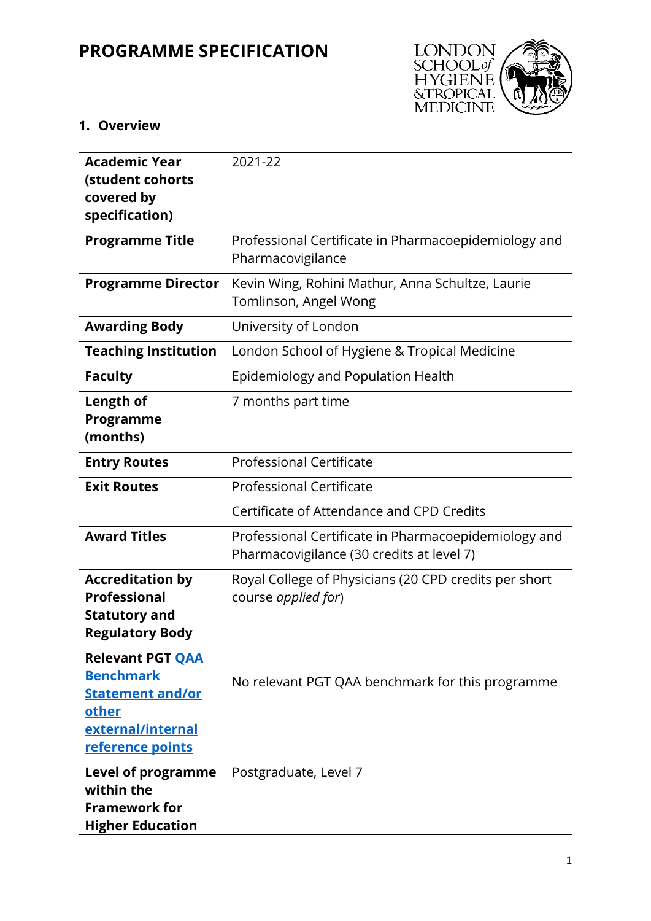# PROGRAMME SPECIFICATION

## 1. Overview

| | |
|---|---|
| **Academic Year (student cohorts covered by specification)** | 2021-22 |
| **Programme Title** | Professional Certificate in Pharmacoepidemiology and Pharmacovigilance |
| **Programme Director** | Kevin Wing, Rohini Mathur, Anna Schultze, Laurie Tomlinson, Angel Wong |
| **Awarding Body** | University of London |
| **Teaching Institution** | London School of Hygiene & Tropical Medicine |
| **Faculty** | Epidemiology and Population Health |
| **Length of Programme (months)** | 7 months part time |
| **Entry Routes** | Professional Certificate |
| **Exit Routes** | Professional Certificate<br>Certificate of Attendance and CPD Credits |
| **Award Titles** | Professional Certificate in Pharmacoepidemiology and Pharmacovigilance (30 credits at level 7) |
| **Accreditation by Professional Statutory and Regulatory Body** | Royal College of Physicians (20 CPD credits per short course *applied for*) |
| **Relevant PGT QAA Benchmark Statement and/or other external/internal reference points** | No relevant PGT QAA benchmark for this programme |
| **Level of programme within the Framework for Higher Education** | Postgraduate, Level 7 |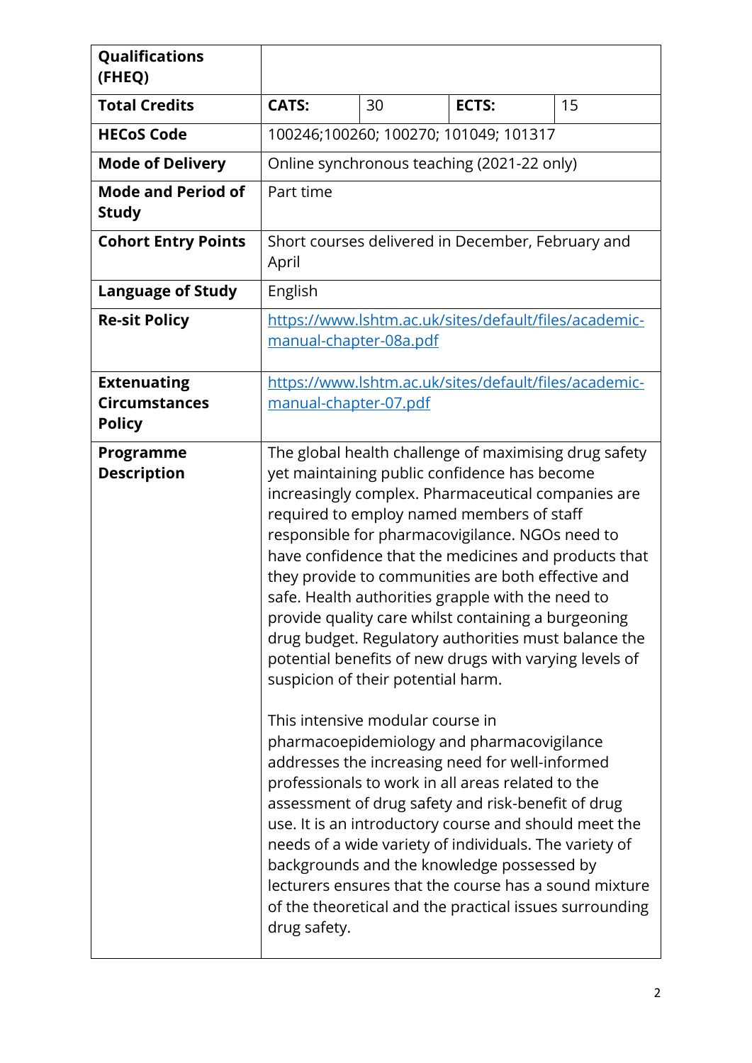| | | | | |
|---|---|---|---|---|
| **Qualifications (FHEQ)** | | | | |
| **Total Credits** | **CATS:** | 30 | **ECTS:** | 15 |
| **HECoS Code** | 100246;100260; 100270; 101049; 101317 | | | |
| **Mode of Delivery** | Online synchronous teaching (2021-22 only) | | | |
| **Mode and Period of Study** | Part time | | | |
| **Cohort Entry Points** | Short courses delivered in December, February and April | | | |
| **Language of Study** | English | | | |
| **Re-sit Policy** | https://www.lshtm.ac.uk/sites/default/files/academic-manual-chapter-08a.pdf | | | |
| **Extenuating Circumstances Policy** | https://www.lshtm.ac.uk/sites/default/files/academic-manual-chapter-07.pdf | | | |
| **Programme Description** | The global health challenge of maximising drug safety yet maintaining public confidence has become increasingly complex. Pharmaceutical companies are required to employ named members of staff responsible for pharmacovigilance. NGOs need to have confidence that the medicines and products that they provide to communities are both effective and safe. Health authorities grapple with the need to provide quality care whilst containing a burgeoning drug budget. Regulatory authorities must balance the potential benefits of new drugs with varying levels of suspicion of their potential harm.<br><br>This intensive modular course in pharmacoepidemiology and pharmacovigilance addresses the increasing need for well-informed professionals to work in all areas related to the assessment of drug safety and risk-benefit of drug use. It is an introductory course and should meet the needs of a wide variety of individuals. The variety of backgrounds and the knowledge possessed by lecturers ensures that the course has a sound mixture of the theoretical and the practical issues surrounding drug safety. | | | |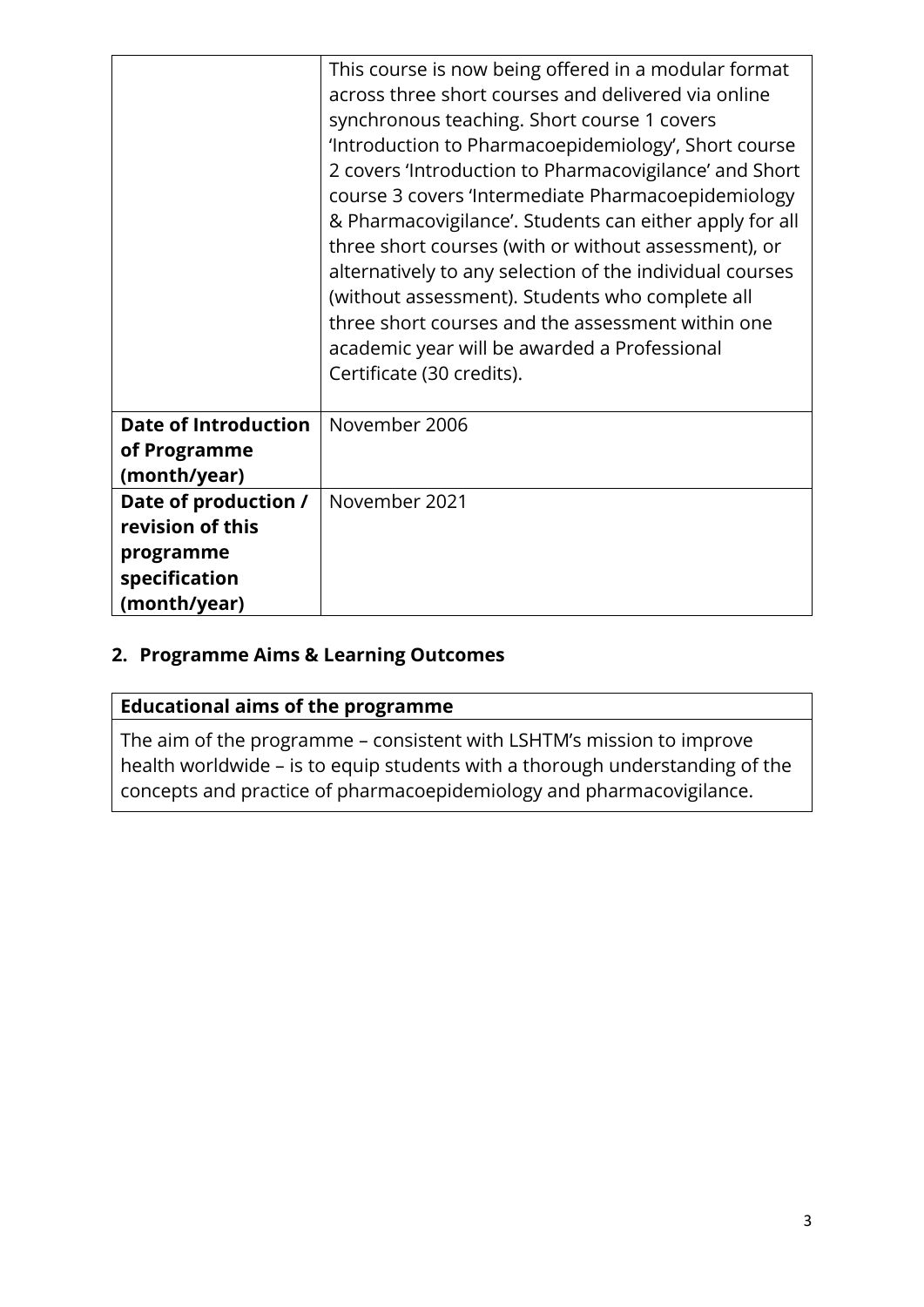| | |
|---|---|
| | This course is now being offered in a modular format across three short courses and delivered via online synchronous teaching. Short course 1 covers 'Introduction to Pharmacoepidemiology', Short course 2 covers 'Introduction to Pharmacovigilance' and Short course 3 covers 'Intermediate Pharmacoepidemiology & Pharmacovigilance'. Students can either apply for all three short courses (with or without assessment), or alternatively to any selection of the individual courses (without assessment). Students who complete all three short courses and the assessment within one academic year will be awarded a Professional Certificate (30 credits). |
| **Date of Introduction of Programme (month/year)** | November 2006 |
| **Date of production / revision of this programme specification (month/year)** | November 2021 |

## 2. Programme Aims & Learning Outcomes

| **Educational aims of the programme** |
|---|
| The aim of the programme – consistent with LSHTM's mission to improve health worldwide – is to equip students with a thorough understanding of the concepts and practice of pharmacoepidemiology and pharmacovigilance. |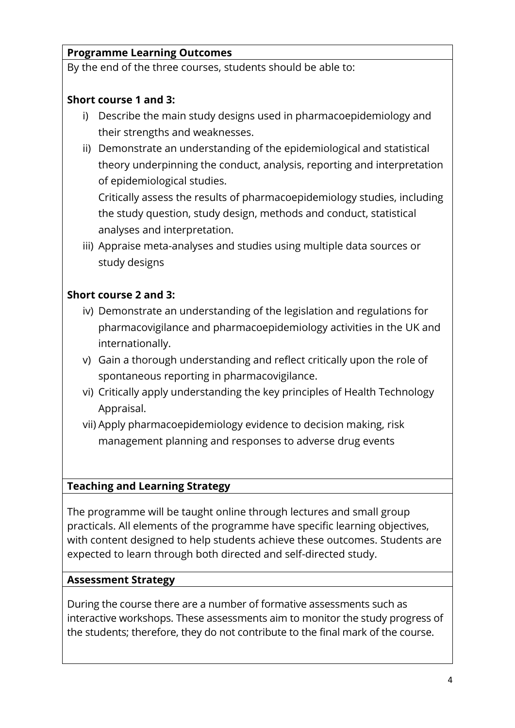**Programme Learning Outcomes**

By the end of the three courses, students should be able to:

**Short course 1 and 3:**

i) Describe the main study designs used in pharmacoepidemiology and their strengths and weaknesses.

ii) Demonstrate an understanding of the epidemiological and statistical theory underpinning the conduct, analysis, reporting and interpretation of epidemiological studies.
Critically assess the results of pharmacoepidemiology studies, including the study question, study design, methods and conduct, statistical analyses and interpretation.

iii) Appraise meta-analyses and studies using multiple data sources or study designs

**Short course 2 and 3:**

iv) Demonstrate an understanding of the legislation and regulations for pharmacovigilance and pharmacoepidemiology activities in the UK and internationally.

v) Gain a thorough understanding and reflect critically upon the role of spontaneous reporting in pharmacovigilance.

vi) Critically apply understanding the key principles of Health Technology Appraisal.

vii) Apply pharmacoepidemiology evidence to decision making, risk management planning and responses to adverse drug events

**Teaching and Learning Strategy**

The programme will be taught online through lectures and small group practicals. All elements of the programme have specific learning objectives, with content designed to help students achieve these outcomes. Students are expected to learn through both directed and self-directed study.

**Assessment Strategy**

During the course there are a number of formative assessments such as interactive workshops. These assessments aim to monitor the study progress of the students; therefore, they do not contribute to the final mark of the course.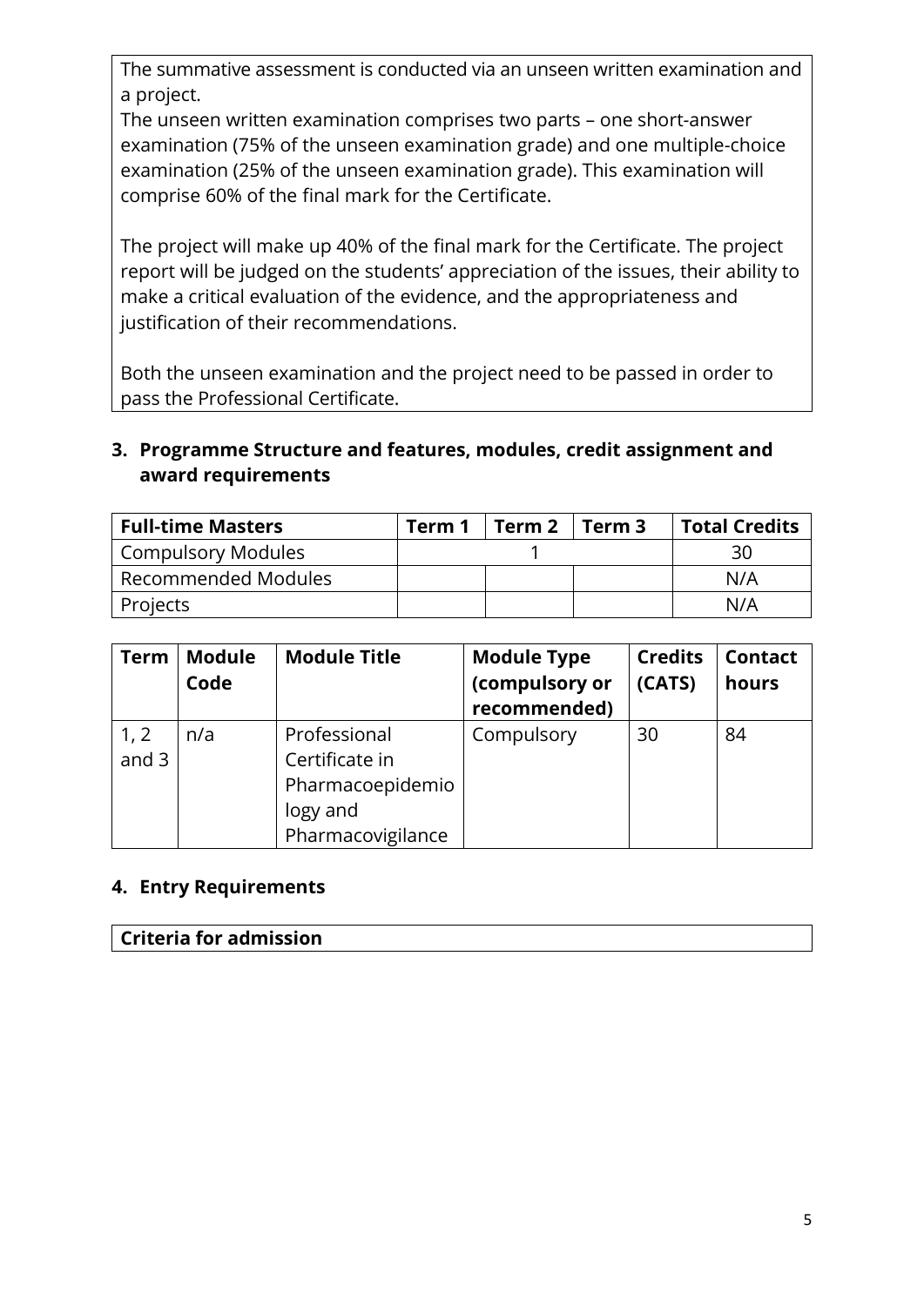The summative assessment is conducted via an unseen written examination and a project.
The unseen written examination comprises two parts – one short-answer examination (75% of the unseen examination grade) and one multiple-choice examination (25% of the unseen examination grade). This examination will comprise 60% of the final mark for the Certificate.

The project will make up 40% of the final mark for the Certificate. The project report will be judged on the students' appreciation of the issues, their ability to make a critical evaluation of the evidence, and the appropriateness and justification of their recommendations.

Both the unseen examination and the project need to be passed in order to pass the Professional Certificate.

## 3. Programme Structure and features, modules, credit assignment and award requirements

| Full-time Masters | Term 1 | Term 2 | Term 3 | Total Credits |
|---|---|---|---|---|
| Compulsory Modules | | 1 | | 30 |
| Recommended Modules | | | | N/A |
| Projects | | | | N/A |

| Term | Module Code | Module Title | Module Type (compulsory or recommended) | Credits (CATS) | Contact hours |
|---|---|---|---|---|---|
| 1, 2 and 3 | n/a | Professional Certificate in Pharmacoepidemiology and Pharmacovigilance | Compulsory | 30 | 84 |

## 4. Entry Requirements

| Criteria for admission |
|---|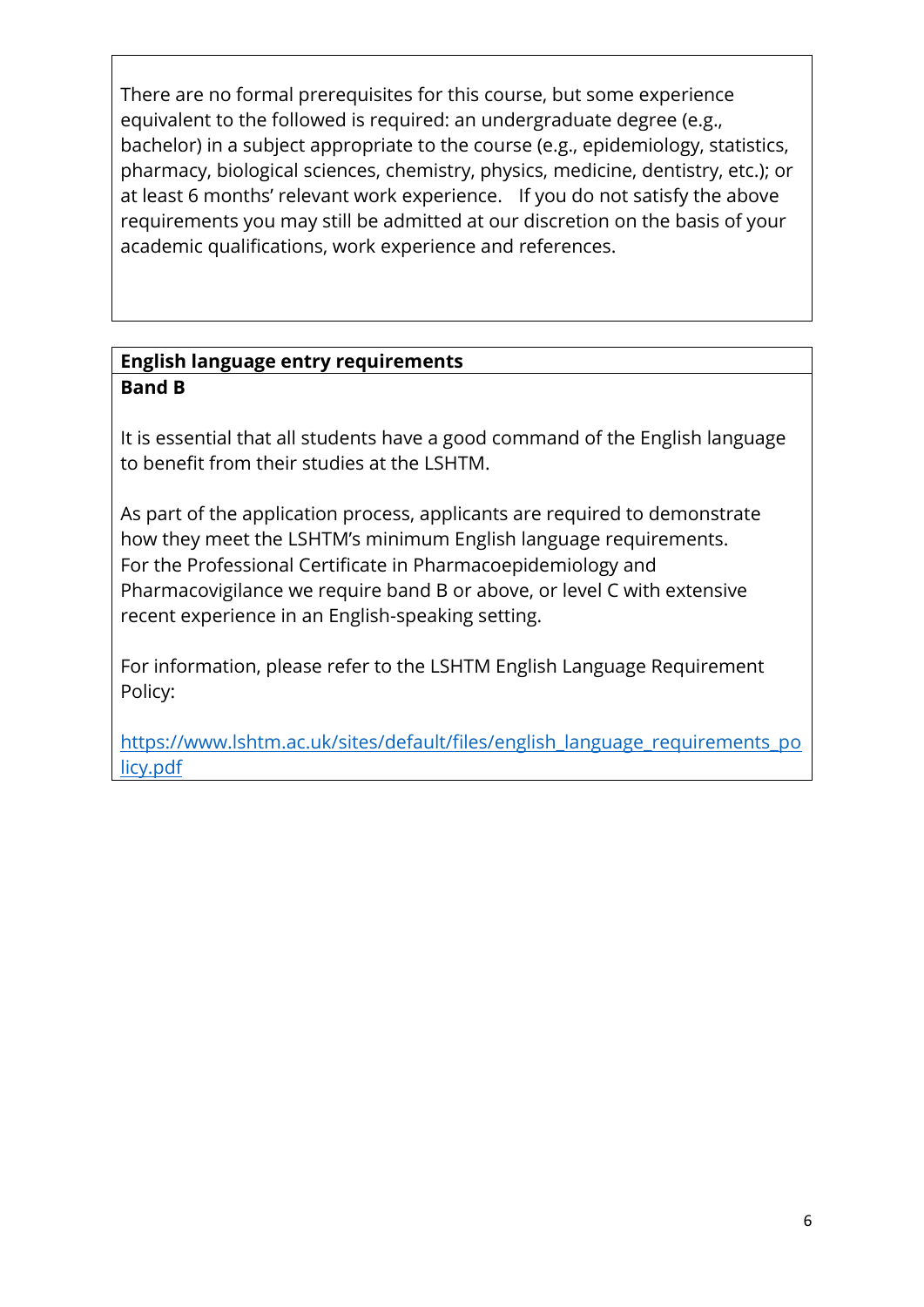There are no formal prerequisites for this course, but some experience equivalent to the followed is required: an undergraduate degree (e.g., bachelor) in a subject appropriate to the course (e.g., epidemiology, statistics, pharmacy, biological sciences, chemistry, physics, medicine, dentistry, etc.); or at least 6 months' relevant work experience. If you do not satisfy the above requirements you may still be admitted at our discretion on the basis of your academic qualifications, work experience and references.

**English language entry requirements**

**Band B**

It is essential that all students have a good command of the English language to benefit from their studies at the LSHTM.

As part of the application process, applicants are required to demonstrate how they meet the LSHTM's minimum English language requirements. For the Professional Certificate in Pharmacoepidemiology and Pharmacovigilance we require band B or above, or level C with extensive recent experience in an English-speaking setting.

For information, please refer to the LSHTM English Language Requirement Policy:

[https://www.lshtm.ac.uk/sites/default/files/english_language_requirements_policy.pdf](https://www.lshtm.ac.uk/sites/default/files/english_language_requirements_policy.pdf)